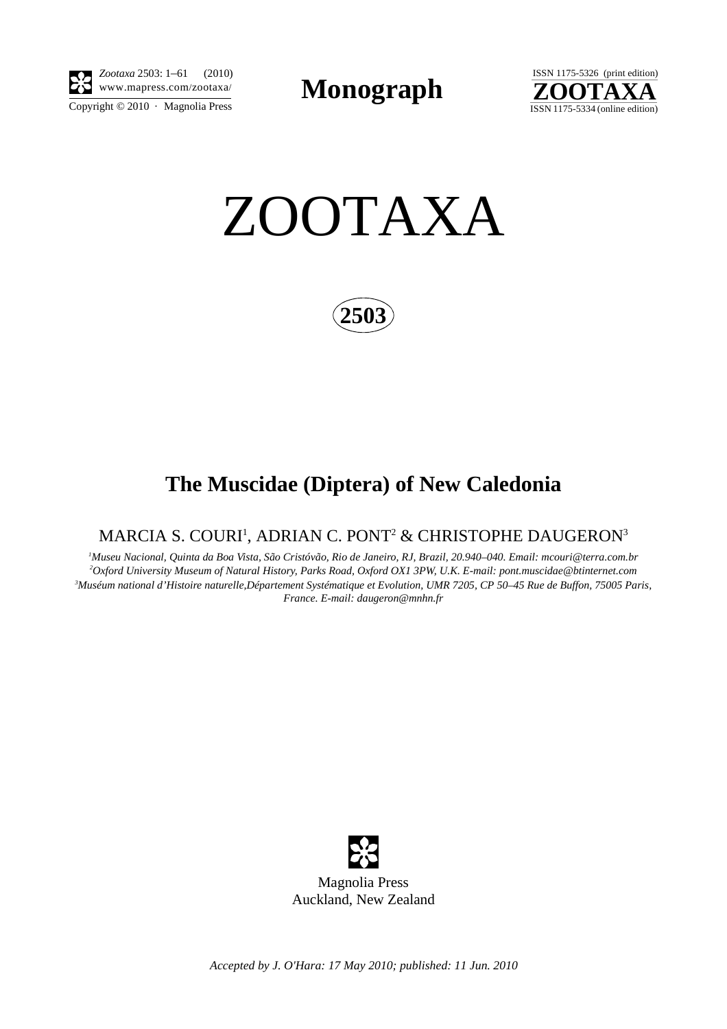# ZOOTAXA

**2503**

## The Muscidae (Diptera) of New Caledonia

MARCIA S. COURI[1], ADRIAN C. PONT[2] & CHRISTOPHE DAUGERON[3]

[1]*Museu Nacional, Quinta da Boa Vista, São Cristóvão, Rio de Janeiro, RJ, Brazil, 20.940–040. Email: mcouri@terra.com.br*
[2]*Oxford University Museum of Natural History, Parks Road, Oxford OX1 3PW, U.K. E-mail: pont.muscidae@btinternet.com*
[3]*Muséum national d'Histoire naturelle,Département Systématique et Evolution, UMR 7205, CP 50–45 Rue de Buffon, 75005 Paris, France. E-mail: daugeron@mnhn.fr*

Magnolia Press
Auckland, New Zealand

*Accepted by J. O'Hara: 17 May 2010; published: 11 Jun. 2010*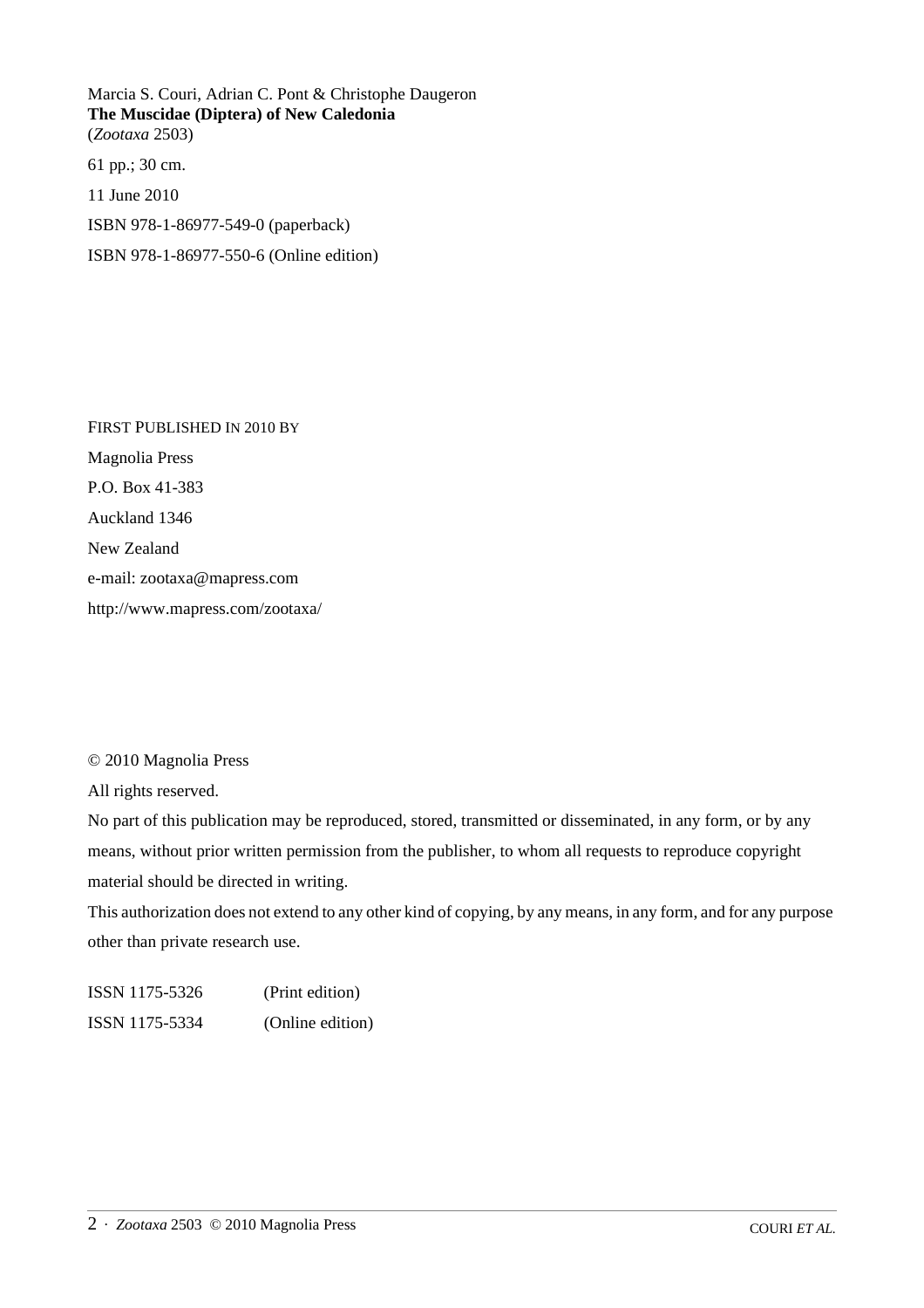Marcia S. Couri, Adrian C. Pont & Christophe Daugeron
**The Muscidae (Diptera) of New Caledonia**
(*Zootaxa* 2503)

61 pp.; 30 cm.

11 June 2010

ISBN 978-1-86977-549-0 (paperback)

ISBN 978-1-86977-550-6 (Online edition)

FIRST PUBLISHED IN 2010 BY

Magnolia Press

P.O. Box 41-383

Auckland 1346

New Zealand

e-mail: zootaxa@mapress.com

http://www.mapress.com/zootaxa/

© 2010 Magnolia Press

All rights reserved.

No part of this publication may be reproduced, stored, transmitted or disseminated, in any form, or by any means, without prior written permission from the publisher, to whom all requests to reproduce copyright material should be directed in writing.

This authorization does not extend to any other kind of copying, by any means, in any form, and for any purpose other than private research use.

ISSN 1175-5326 (Print edition)

ISSN 1175-5334 (Online edition)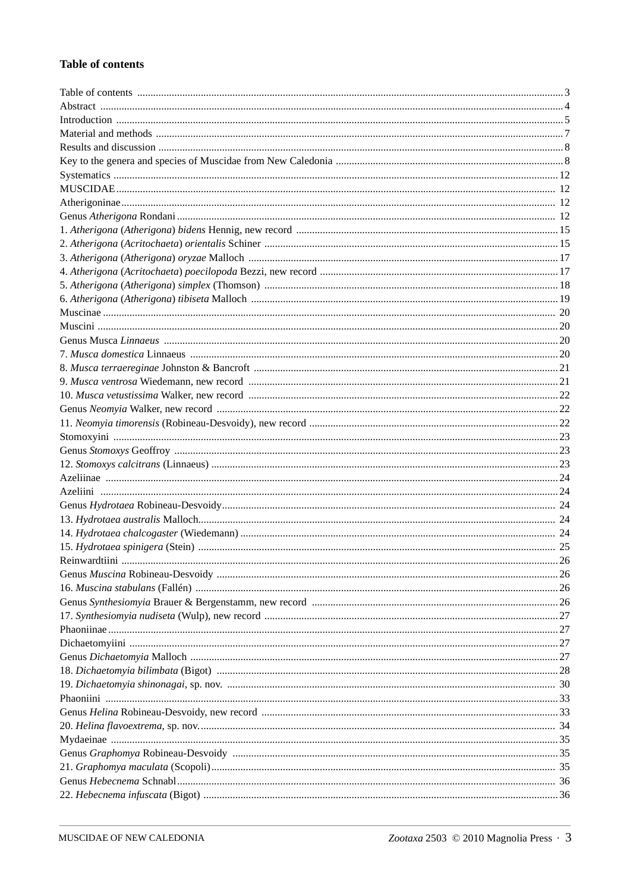**Table of contents**

Table of contents ... 3
Abstract ... 4
Introduction ... 5
Material and methods ... 7
Results and discussion ... 8
Key to the genera and species of Muscidae from New Caledonia ... 8
Systematics ... 12
MUSCIDAE ... 12
Atherigoninae ... 12
Genus *Atherigona* Rondani ... 12
1. *Atherigona* (*Atherigona*) *bidens* Hennig, new record ... 15
2. *Atherigona* (*Acritochaeta*) *orientalis* Schiner ... 15
3. *Atherigona* (*Atherigona*) *oryzae* Malloch ... 17
4. *Atherigona* (*Acritochaeta*) *poecilopoda* Bezzi, new record ... 17
5. *Atherigona* (*Atherigona*) *simplex* (Thomson) ... 18
6. *Atherigona* (*Atherigona*) *tibiseta* Malloch ... 19
Muscinae ... 20
Muscini ... 20
Genus Musca *Linnaeus* ... 20
7. *Musca domestica* Linnaeus ... 20
8. *Musca terraereginae* Johnston & Bancroft ... 21
9. *Musca ventrosa* Wiedemann, new record ... 21
10. *Musca vetustissima* Walker, new record ... 22
Genus *Neomyia* Walker, new record ... 22
11. *Neomyia timorensis* (Robineau-Desvoidy), new record ... 22
Stomoxyini ... 23
Genus *Stomoxys* Geoffroy ... 23
12. *Stomoxys calcitrans* (Linnaeus) ... 23
Azeliinae ... 24
Azeliini ... 24
Genus *Hydrotaea* Robineau-Desvoidy ... 24
13. *Hydrotaea australis* Malloch ... 24
14. *Hydrotaea chalcogaster* (Wiedemann) ... 24
15. *Hydrotaea spinigera* (Stein) ... 25
Reinwardtiini ... 26
Genus *Muscina* Robineau-Desvoidy ... 26
16. *Muscina stabulans* (Fallén) ... 26
Genus *Synthesiomyia* Brauer & Bergenstamm, new record ... 26
17. *Synthesiomyia nudiseta* (Wulp), new record ... 27
Phaoniinae ... 27
Dichaetomyiini ... 27
Genus *Dichaetomyia* Malloch ... 27
18. *Dichaetomyia bilimbata* (Bigot) ... 28
19. *Dichaetomyia shinonagai*, sp. nov. ... 30
Phaoniini ... 33
Genus *Helina* Robineau-Desvoidy, new record ... 33
20. *Helina flavoextrema*, sp. nov. ... 34
Mydaeinae ... 35
Genus *Graphomya* Robineau-Desvoidy ... 35
21. *Graphomya maculata* (Scopoli) ... 35
Genus *Hebecnema* Schnabl ... 36
22. *Hebecnema infuscata* (Bigot) ... 36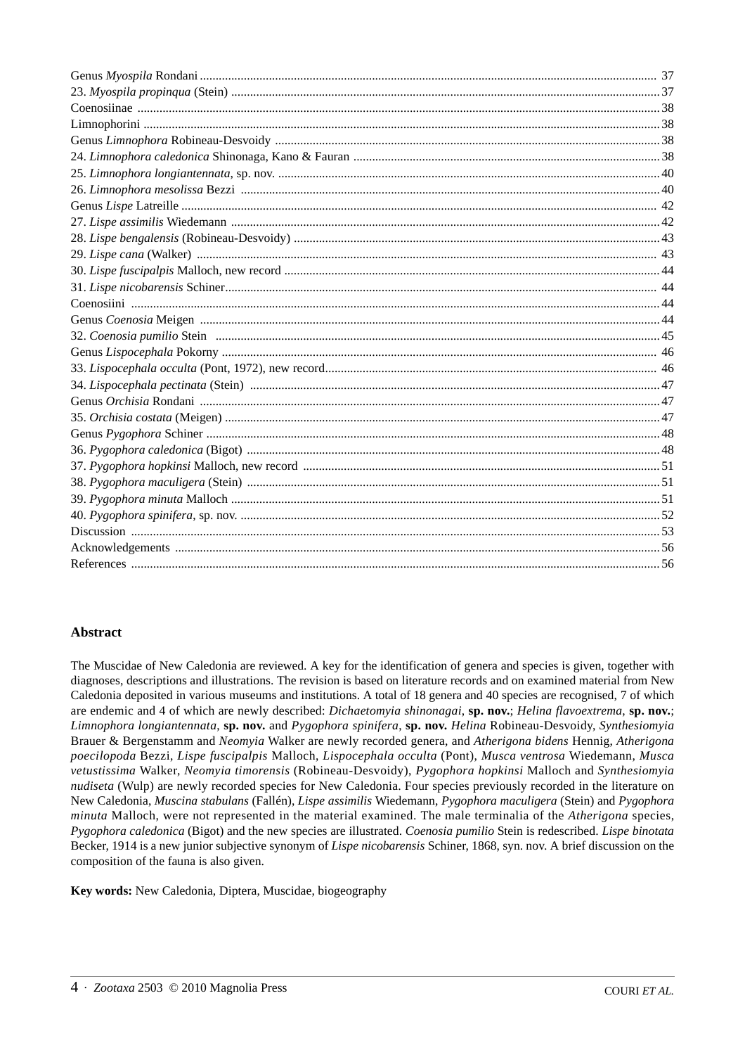Genus *Myospila* Rondani ... 37
23. *Myospila propinqua* (Stein) ... 37
Coenosiinae ... 38
Limnophorini ... 38
Genus *Limnophora* Robineau-Desvoidy ... 38
24. *Limnophora caledonica* Shinonaga, Kano & Fauran ... 38
25. *Limnophora longiantennata*, sp. nov. ... 40
26. *Limnophora mesolissa* Bezzi ... 40
Genus *Lispe* Latreille ... 42
27. *Lispe assimilis* Wiedemann ... 42
28. *Lispe bengalensis* (Robineau-Desvoidy) ... 43
29. *Lispe cana* (Walker) ... 43
30. *Lispe fuscipalpis* Malloch, new record ... 44
31. *Lispe nicobarensis* Schiner ... 44
Coenosiini ... 44
Genus *Coenosia* Meigen ... 44
32. *Coenosia pumilio* Stein ... 45
Genus *Lispocephala* Pokorny ... 46
33. *Lispocephala occulta* (Pont, 1972), new record ... 46
34. *Lispocephala pectinata* (Stein) ... 47
Genus *Orchisia* Rondani ... 47
35. *Orchisia costata* (Meigen) ... 47
Genus *Pygophora* Schiner ... 48
36. *Pygophora caledonica* (Bigot) ... 48
37. *Pygophora hopkinsi* Malloch, new record ... 51
38. *Pygophora maculigera* (Stein) ... 51
39. *Pygophora minuta* Malloch ... 51
40. *Pygophora spinifera*, sp. nov. ... 52
Discussion ... 53
Acknowledgements ... 56
References ... 56

## Abstract

The Muscidae of New Caledonia are reviewed. A key for the identification of genera and species is given, together with diagnoses, descriptions and illustrations. The revision is based on literature records and on examined material from New Caledonia deposited in various museums and institutions. A total of 18 genera and 40 species are recognised, 7 of which are endemic and 4 of which are newly described: *Dichaetomyia shinonagai*, **sp. nov.**; *Helina flavoextrema*, **sp. nov.**; *Limnophora longiantennata*, **sp. nov.** and *Pygophora spinifera*, **sp. nov.** *Helina* Robineau-Desvoidy, *Synthesiomyia* Brauer & Bergenstamm and *Neomyia* Walker are newly recorded genera, and *Atherigona bidens* Hennig, *Atherigona poecilopoda* Bezzi, *Lispe fuscipalpis* Malloch, *Lispocephala occulta* (Pont), *Musca ventrosa* Wiedemann, *Musca vetustissima* Walker, *Neomyia timorensis* (Robineau-Desvoidy), *Pygophora hopkinsi* Malloch and *Synthesiomyia nudiseta* (Wulp) are newly recorded species for New Caledonia. Four species previously recorded in the literature on New Caledonia, *Muscina stabulans* (Fallén), *Lispe assimilis* Wiedemann, *Pygophora maculigera* (Stein) and *Pygophora minuta* Malloch, were not represented in the material examined. The male terminalia of the *Atherigona* species, *Pygophora caledonica* (Bigot) and the new species are illustrated. *Coenosia pumilio* Stein is redescribed. *Lispe binotata* Becker, 1914 is a new junior subjective synonym of *Lispe nicobarensis* Schiner, 1868, syn. nov. A brief discussion on the composition of the fauna is also given.

**Key words:** New Caledonia, Diptera, Muscidae, biogeography